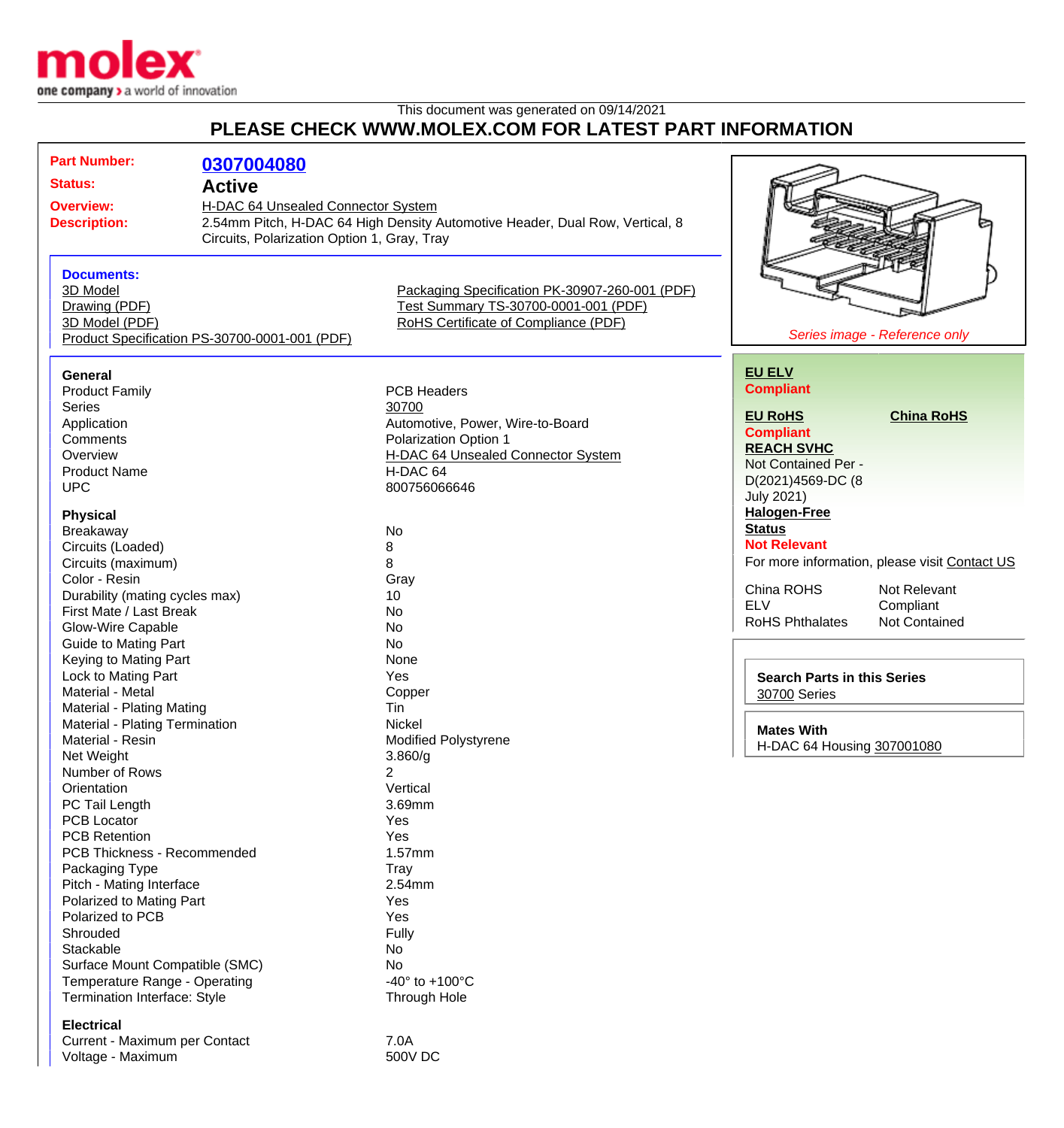This document was generated on 09/14/2021

**PLEASE CHECK WWW.MOLEX.COM FOR LATEST PART INFORMATION**

| | |
|---|---|
| **Part Number:** | **0307004080** |
| **Status:** | **Active** |
| **Overview:** | H-DAC 64 Unsealed Connector System |
| **Description:** | 2.54mm Pitch, H-DAC 64 High Density Automotive Header, Dual Row, Vertical, 8 Circuits, Polarization Option 1, Gray, Tray |

### Documents:

- 3D Model
- Drawing (PDF)
- 3D Model (PDF)
- Product Specification PS-30700-0001-001 (PDF)
- Packaging Specification PK-30907-260-001 (PDF)
- Test Summary TS-30700-0001-001 (PDF)
- RoHS Certificate of Compliance (PDF)

*Series image - Reference only*

**EU ELV**
**Compliant**

**EU RoHS** **China RoHS**
**Compliant**

**REACH SVHC**
Not Contained Per - D(2021)4569-DC (8 July 2021)

**Halogen-Free Status**
**Not Relevant**

For more information, please visit Contact US

| | |
|---|---|
| China ROHS | Not Relevant |
| ELV | Compliant |
| RoHS Phthalates | Not Contained |

**Search Parts in this Series**
30700 Series

**Mates With**
H-DAC 64 Housing 307001080

### General

| | |
|---|---|
| Product Family | PCB Headers |
| Series | 30700 |
| Application | Automotive, Power, Wire-to-Board |
| Comments | Polarization Option 1 |
| Overview | H-DAC 64 Unsealed Connector System |
| Product Name | H-DAC 64 |
| UPC | 800756066646 |

### Physical

| | |
|---|---|
| Breakaway | No |
| Circuits (Loaded) | 8 |
| Circuits (maximum) | 8 |
| Color - Resin | Gray |
| Durability (mating cycles max) | 10 |
| First Mate / Last Break | No |
| Glow-Wire Capable | No |
| Guide to Mating Part | No |
| Keying to Mating Part | None |
| Lock to Mating Part | Yes |
| Material - Metal | Copper |
| Material - Plating Mating | Tin |
| Material - Plating Termination | Nickel |
| Material - Resin | Modified Polystyrene |
| Net Weight | 3.860/g |
| Number of Rows | 2 |
| Orientation | Vertical |
| PC Tail Length | 3.69mm |
| PCB Locator | Yes |
| PCB Retention | Yes |
| PCB Thickness - Recommended | 1.57mm |
| Packaging Type | Tray |
| Pitch - Mating Interface | 2.54mm |
| Polarized to Mating Part | Yes |
| Polarized to PCB | Yes |
| Shrouded | Fully |
| Stackable | No |
| Surface Mount Compatible (SMC) | No |
| Temperature Range - Operating | -40° to +100°C |
| Termination Interface: Style | Through Hole |

### Electrical

| | |
|---|---|
| Current - Maximum per Contact | 7.0A |
| Voltage - Maximum | 500V DC |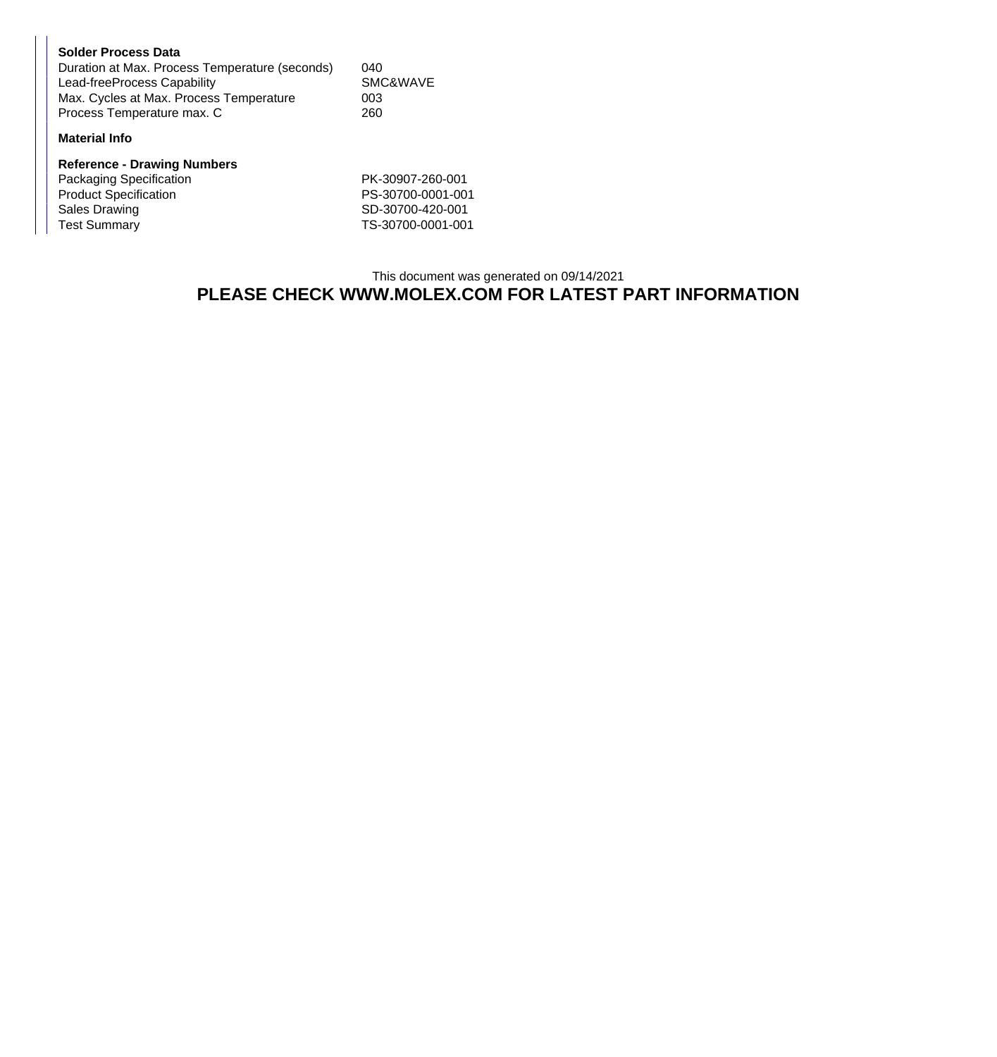**Solder Process Data**

| | |
|---|---|
| Duration at Max. Process Temperature (seconds) | 040 |
| Lead-freeProcess Capability | SMC&WAVE |
| Max. Cycles at Max. Process Temperature | 003 |
| Process Temperature max. C | 260 |

**Material Info**

**Reference - Drawing Numbers**

| | |
|---|---|
| Packaging Specification | PK-30907-260-001 |
| Product Specification | PS-30700-0001-001 |
| Sales Drawing | SD-30700-420-001 |
| Test Summary | TS-30700-0001-001 |

This document was generated on 09/14/2021

**PLEASE CHECK WWW.MOLEX.COM FOR LATEST PART INFORMATION**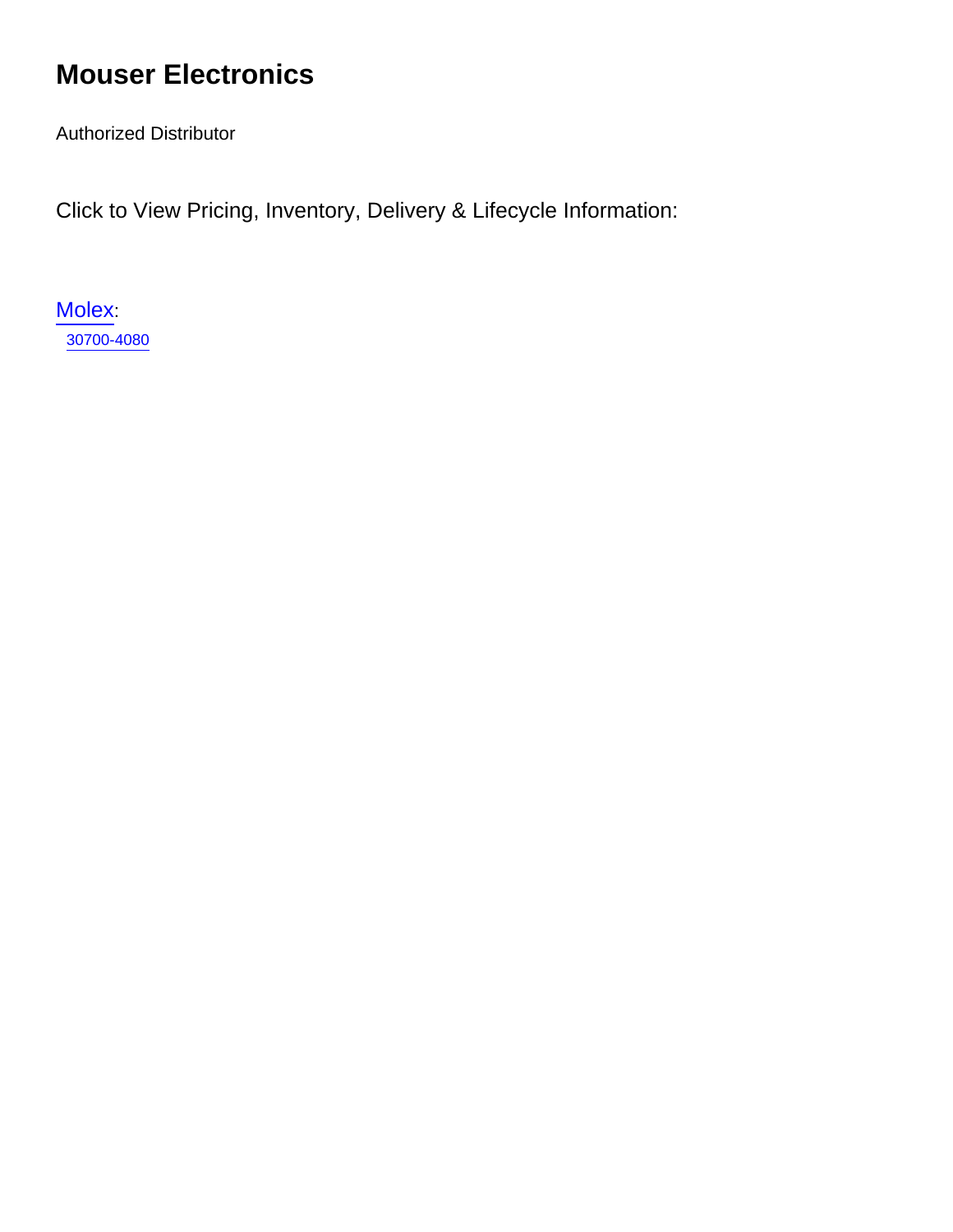# Mouser Electronics

Authorized Distributor

Click to View Pricing, Inventory, Delivery & Lifecycle Information:

Molex:

30700-4080